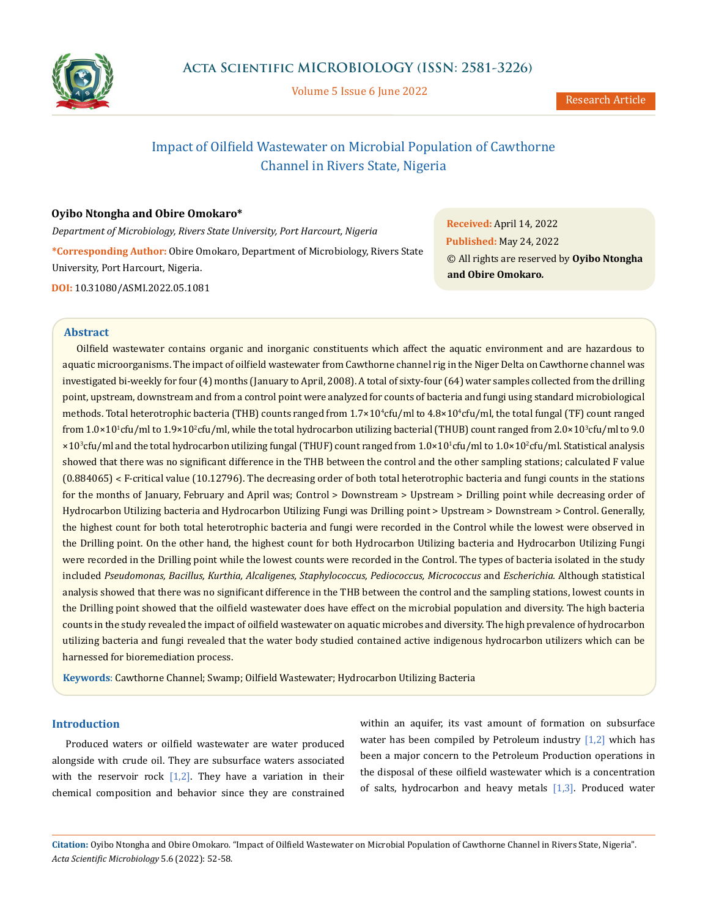# Impact of Oilfield Wastewater on Microbial Population of Cawthorne Channel in Rivers State, Nigeria

**Oyibo Ntongha and Obire Omokaro***

*Department of Microbiology, Rivers State University, Port Harcourt, Nigeria*

***Corresponding Author:** Obire Omokaro, Department of Microbiology, Rivers State University, Port Harcourt, Nigeria.

**DOI:** 10.31080/ASMI.2022.05.1081

**Received:** April 14, 2022
**Published:** May 24, 2022
© All rights are reserved by **Oyibo Ntongha and Obire Omokaro.**

## Abstract

Oilfield wastewater contains organic and inorganic constituents which affect the aquatic environment and are hazardous to aquatic microorganisms. The impact of oilfield wastewater from Cawthorne channel rig in the Niger Delta on Cawthorne channel was investigated bi-weekly for four (4) months (January to April, 2008). A total of sixty-four (64) water samples collected from the drilling point, upstream, downstream and from a control point were analyzed for counts of bacteria and fungi using standard microbiological methods. Total heterotrophic bacteria (THB) counts ranged from $1.7\times10^4$cfu/ml to $4.8\times10^4$cfu/ml, the total fungal (TF) count ranged from $1.0\times10^1$cfu/ml to $1.9\times10^2$cfu/ml, while the total hydrocarbon utilizing bacterial (THUB) count ranged from $2.0\times10^3$cfu/ml to $9.0\times10^3$cfu/ml and the total hydrocarbon utilizing fungal (THUF) count ranged from $1.0\times10^1$cfu/ml to $1.0\times10^2$cfu/ml. Statistical analysis showed that there was no significant difference in the THB between the control and the other sampling stations; calculated F value (0.884065) < F-critical value (10.12796). The decreasing order of both total heterotrophic bacteria and fungi counts in the stations for the months of January, February and April was; Control > Downstream > Upstream > Drilling point while decreasing order of Hydrocarbon Utilizing bacteria and Hydrocarbon Utilizing Fungi was Drilling point > Upstream > Downstream > Control. Generally, the highest count for both total heterotrophic bacteria and fungi were recorded in the Control while the lowest were observed in the Drilling point. On the other hand, the highest count for both Hydrocarbon Utilizing bacteria and Hydrocarbon Utilizing Fungi were recorded in the Drilling point while the lowest counts were recorded in the Control. The types of bacteria isolated in the study included *Pseudomonas, Bacillus, Kurthia, Alcaligenes, Staphylococcus, Pediococcus, Micrococcus* and *Escherichia.* Although statistical analysis showed that there was no significant difference in the THB between the control and the sampling stations, lowest counts in the Drilling point showed that the oilfield wastewater does have effect on the microbial population and diversity. The high bacteria counts in the study revealed the impact of oilfield wastewater on aquatic microbes and diversity. The high prevalence of hydrocarbon utilizing bacteria and fungi revealed that the water body studied contained active indigenous hydrocarbon utilizers which can be harnessed for bioremediation process.

**Keywords**: Cawthorne Channel; Swamp; Oilfield Wastewater; Hydrocarbon Utilizing Bacteria

## Introduction

Produced waters or oilfield wastewater are water produced alongside with crude oil. They are subsurface waters associated with the reservoir rock [1,2]. They have a variation in their chemical composition and behavior since they are constrained within an aquifer, its vast amount of formation on subsurface water has been compiled by Petroleum industry [1,2] which has been a major concern to the Petroleum Production operations in the disposal of these oilfield wastewater which is a concentration of salts, hydrocarbon and heavy metals [1,3]. Produced water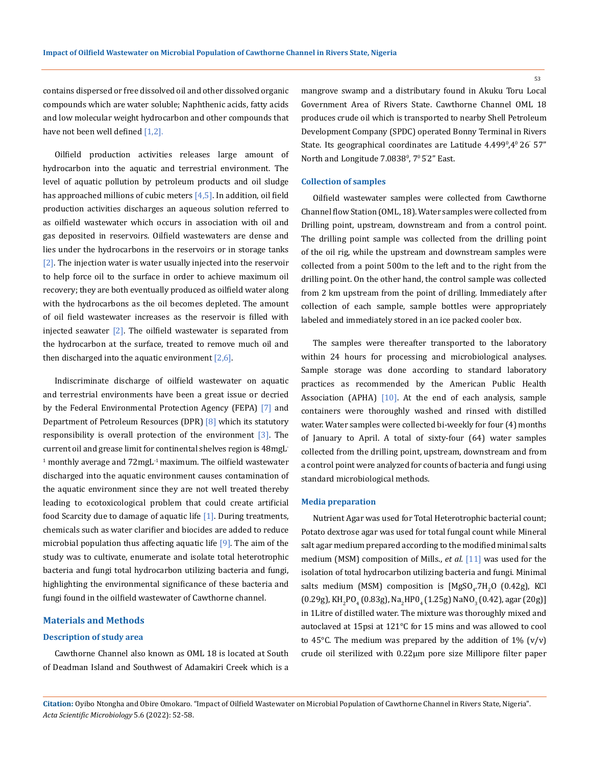contains dispersed or free dissolved oil and other dissolved organic compounds which are water soluble; Naphthenic acids, fatty acids and low molecular weight hydrocarbon and other compounds that have not been well defined [1,2].

Oilfield production activities releases large amount of hydrocarbon into the aquatic and terrestrial environment. The level of aquatic pollution by petroleum products and oil sludge has approached millions of cubic meters [4,5]. In addition, oil field production activities discharges an aqueous solution referred to as oilfield wastewater which occurs in association with oil and gas deposited in reservoirs. Oilfield wastewaters are dense and lies under the hydrocarbons in the reservoirs or in storage tanks [2]. The injection water is water usually injected into the reservoir to help force oil to the surface in order to achieve maximum oil recovery; they are both eventually produced as oilfield water along with the hydrocarbons as the oil becomes depleted. The amount of oil field wastewater increases as the reservoir is filled with injected seawater [2]. The oilfield wastewater is separated from the hydrocarbon at the surface, treated to remove much oil and then discharged into the aquatic environment [2,6].

Indiscriminate discharge of oilfield wastewater on aquatic and terrestrial environments have been a great issue or decried by the Federal Environmental Protection Agency (FEPA) [7] and Department of Petroleum Resources (DPR) [8] which its statutory responsibility is overall protection of the environment [3]. The current oil and grease limit for continental shelves region is $48 mgL^{-1}$ monthly average and $72 mgL^{-1}$ maximum. The oilfield wastewater discharged into the aquatic environment causes contamination of the aquatic environment since they are not well treated thereby leading to ecotoxicological problem that could create artificial food Scarcity due to damage of aquatic life [1]. During treatments, chemicals such as water clarifier and biocides are added to reduce microbial population thus affecting aquatic life [9]. The aim of the study was to cultivate, enumerate and isolate total heterotrophic bacteria and fungi total hydrocarbon utilizing bacteria and fungi, highlighting the environmental significance of these bacteria and fungi found in the oilfield wastewater of Cawthorne channel.

## Materials and Methods

### Description of study area

Cawthorne Channel also known as OML 18 is located at South of Deadman Island and Southwest of Adamakiri Creek which is a mangrove swamp and a distributary found in Akuku Toru Local Government Area of Rivers State. Cawthorne Channel OML 18 produces crude oil which is transported to nearby Shell Petroleum Development Company (SPDC) operated Bonny Terminal in Rivers State. Its geographical coordinates are Latitude $4.499^0$,$4^0$ 26' 57" North and Longitude $7.0838^0$, $7^0$ 5'2" East.

### Collection of samples

Oilfield wastewater samples were collected from Cawthorne Channel flow Station (OML, 18). Water samples were collected from Drilling point, upstream, downstream and from a control point. The drilling point sample was collected from the drilling point of the oil rig, while the upstream and downstream samples were collected from a point 500m to the left and to the right from the drilling point. On the other hand, the control sample was collected from 2 km upstream from the point of drilling. Immediately after collection of each sample, sample bottles were appropriately labeled and immediately stored in an ice packed cooler box.

The samples were thereafter transported to the laboratory within 24 hours for processing and microbiological analyses. Sample storage was done according to standard laboratory practices as recommended by the American Public Health Association (APHA) [10]. At the end of each analysis, sample containers were thoroughly washed and rinsed with distilled water. Water samples were collected bi-weekly for four (4) months of January to April. A total of sixty-four (64) water samples collected from the drilling point, upstream, downstream and from a control point were analyzed for counts of bacteria and fungi using standard microbiological methods.

### Media preparation

Nutrient Agar was used for Total Heterotrophic bacterial count; Potato dextrose agar was used for total fungal count while Mineral salt agar medium prepared according to the modified minimal salts medium (MSM) composition of Mills., *et al.* [11] was used for the isolation of total hydrocarbon utilizing bacteria and fungi. Minimal salts medium (MSM) composition is [$MgSO_4.7H_2O$ (0.42g), KCl (0.29g), $KH_2PO_4$ (0.83g), $Na_2HP0_4$ (1.25g) $NaNO_3$ (0.42), agar (20g)] in 1Litre of distilled water. The mixture was thoroughly mixed and autoclaved at 15psi at 121°C for 15 mins and was allowed to cool to 45°C. The medium was prepared by the addition of 1% (v/v) crude oil sterilized with 0.22µm pore size Millipore filter paper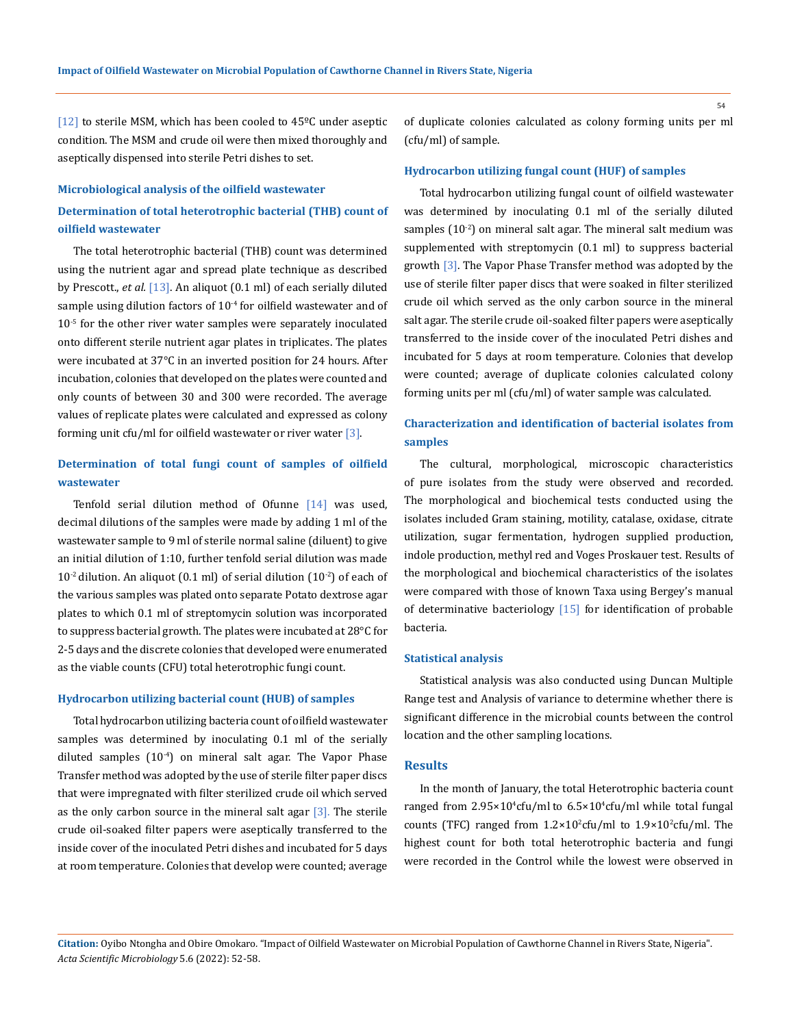[12] to sterile MSM, which has been cooled to 45ºC under aseptic condition. The MSM and crude oil were then mixed thoroughly and aseptically dispensed into sterile Petri dishes to set.

### Microbiological analysis of the oilfield wastewater

### Determination of total heterotrophic bacterial (THB) count of oilfield wastewater

The total heterotrophic bacterial (THB) count was determined using the nutrient agar and spread plate technique as described by Prescott., *et al.* [13]. An aliquot (0.1 ml) of each serially diluted sample using dilution factors of $10^{-4}$ for oilfield wastewater and of $10^{-5}$ for the other river water samples were separately inoculated onto different sterile nutrient agar plates in triplicates. The plates were incubated at 37°C in an inverted position for 24 hours. After incubation, colonies that developed on the plates were counted and only counts of between 30 and 300 were recorded. The average values of replicate plates were calculated and expressed as colony forming unit cfu/ml for oilfield wastewater or river water [3].

### Determination of total fungi count of samples of oilfield wastewater

Tenfold serial dilution method of Ofunne [14] was used, decimal dilutions of the samples were made by adding 1 ml of the wastewater sample to 9 ml of sterile normal saline (diluent) to give an initial dilution of 1:10, further tenfold serial dilution was made $10^{-2}$ dilution. An aliquot (0.1 ml) of serial dilution ($10^{-2}$) of each of the various samples was plated onto separate Potato dextrose agar plates to which 0.1 ml of streptomycin solution was incorporated to suppress bacterial growth. The plates were incubated at 28°C for 2-5 days and the discrete colonies that developed were enumerated as the viable counts (CFU) total heterotrophic fungi count.

### Hydrocarbon utilizing bacterial count (HUB) of samples

Total hydrocarbon utilizing bacteria count of oilfield wastewater samples was determined by inoculating 0.1 ml of the serially diluted samples ($10^{-4}$) on mineral salt agar. The Vapor Phase Transfer method was adopted by the use of sterile filter paper discs that were impregnated with filter sterilized crude oil which served as the only carbon source in the mineral salt agar [3]. The sterile crude oil-soaked filter papers were aseptically transferred to the inside cover of the inoculated Petri dishes and incubated for 5 days at room temperature. Colonies that develop were counted; average of duplicate colonies calculated as colony forming units per ml (cfu/ml) of sample.

### Hydrocarbon utilizing fungal count (HUF) of samples

Total hydrocarbon utilizing fungal count of oilfield wastewater was determined by inoculating 0.1 ml of the serially diluted samples ($10^{-2}$) on mineral salt agar. The mineral salt medium was supplemented with streptomycin (0.1 ml) to suppress bacterial growth [3]. The Vapor Phase Transfer method was adopted by the use of sterile filter paper discs that were soaked in filter sterilized crude oil which served as the only carbon source in the mineral salt agar. The sterile crude oil-soaked filter papers were aseptically transferred to the inside cover of the inoculated Petri dishes and incubated for 5 days at room temperature. Colonies that develop were counted; average of duplicate colonies calculated colony forming units per ml (cfu/ml) of water sample was calculated.

### Characterization and identification of bacterial isolates from samples

The cultural, morphological, microscopic characteristics of pure isolates from the study were observed and recorded. The morphological and biochemical tests conducted using the isolates included Gram staining, motility, catalase, oxidase, citrate utilization, sugar fermentation, hydrogen supplied production, indole production, methyl red and Voges Proskauer test. Results of the morphological and biochemical characteristics of the isolates were compared with those of known Taxa using Bergey's manual of determinative bacteriology [15] for identification of probable bacteria.

### Statistical analysis

Statistical analysis was also conducted using Duncan Multiple Range test and Analysis of variance to determine whether there is significant difference in the microbial counts between the control location and the other sampling locations.

## Results

In the month of January, the total Heterotrophic bacteria count ranged from $2.95 \times 10^4$cfu/ml to $6.5 \times 10^4$cfu/ml while total fungal counts (TFC) ranged from $1.2 \times 10^2$cfu/ml to $1.9 \times 10^2$cfu/ml. The highest count for both total heterotrophic bacteria and fungi were recorded in the Control while the lowest were observed in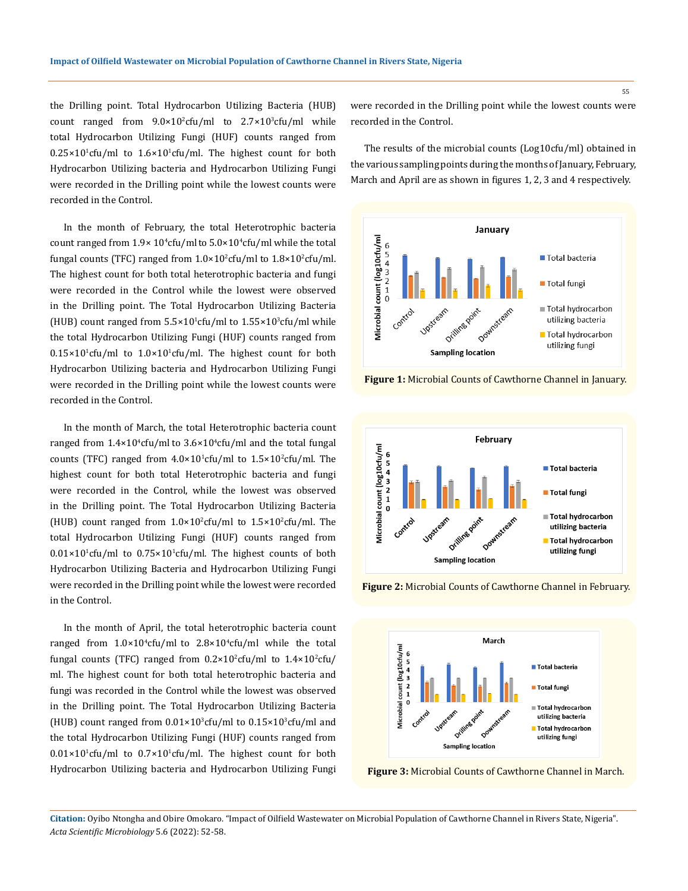the Drilling point. Total Hydrocarbon Utilizing Bacteria (HUB) count ranged from $9.0\times10^2$cfu/ml to $2.7\times10^3$cfu/ml while total Hydrocarbon Utilizing Fungi (HUF) counts ranged from $0.25\times10^1$cfu/ml to $1.6\times10^1$cfu/ml. The highest count for both Hydrocarbon Utilizing bacteria and Hydrocarbon Utilizing Fungi were recorded in the Drilling point while the lowest counts were recorded in the Control.

In the month of February, the total Heterotrophic bacteria count ranged from $1.9\times 10^4$cfu/ml to $5.0\times10^4$cfu/ml while the total fungal counts (TFC) ranged from $1.0\times10^2$cfu/ml to $1.8\times10^2$cfu/ml. The highest count for both total heterotrophic bacteria and fungi were recorded in the Control while the lowest were observed in the Drilling point. The Total Hydrocarbon Utilizing Bacteria (HUB) count ranged from $5.5\times10^1$cfu/ml to $1.55\times10^3$cfu/ml while the total Hydrocarbon Utilizing Fungi (HUF) counts ranged from $0.15\times10^1$cfu/ml to $1.0\times10^1$cfu/ml. The highest count for both Hydrocarbon Utilizing bacteria and Hydrocarbon Utilizing Fungi were recorded in the Drilling point while the lowest counts were recorded in the Control.

In the month of March, the total Heterotrophic bacteria count ranged from $1.4\times10^4$cfu/ml to $3.6\times10^4$cfu/ml and the total fungal counts (TFC) ranged from $4.0\times10^1$cfu/ml to $1.5\times10^2$cfu/ml. The highest count for both total Heterotrophic bacteria and fungi were recorded in the Control, while the lowest was observed in the Drilling point. The Total Hydrocarbon Utilizing Bacteria (HUB) count ranged from $1.0\times10^2$cfu/ml to $1.5\times10^2$cfu/ml. The total Hydrocarbon Utilizing Fungi (HUF) counts ranged from $0.01\times10^1$cfu/ml to $0.75\times10^1$cfu/ml. The highest counts of both Hydrocarbon Utilizing Bacteria and Hydrocarbon Utilizing Fungi were recorded in the Drilling point while the lowest were recorded in the Control.

In the month of April, the total heterotrophic bacteria count ranged from $1.0\times10^4$cfu/ml to $2.8\times10^4$cfu/ml while the total fungal counts (TFC) ranged from $0.2\times10^2$cfu/ml to $1.4\times10^2$cfu/ml. The highest count for both total heterotrophic bacteria and fungi was recorded in the Control while the lowest was observed in the Drilling point. The Total Hydrocarbon Utilizing Bacteria (HUB) count ranged from $0.01\times10^3$cfu/ml to $0.15\times10^3$cfu/ml and the total Hydrocarbon Utilizing Fungi (HUF) counts ranged from $0.01\times10^1$cfu/ml to $0.7\times10^1$cfu/ml. The highest count for both Hydrocarbon Utilizing bacteria and Hydrocarbon Utilizing Fungi were recorded in the Drilling point while the lowest counts were recorded in the Control.

The results of the microbial counts (Log10cfu/ml) obtained in the various sampling points during the months of January, February, March and April are as shown in figures 1, 2, 3 and 4 respectively.

**Figure 1:** Microbial Counts of Cawthorne Channel in January.

**Figure 2:** Microbial Counts of Cawthorne Channel in February.

**Figure 3:** Microbial Counts of Cawthorne Channel in March.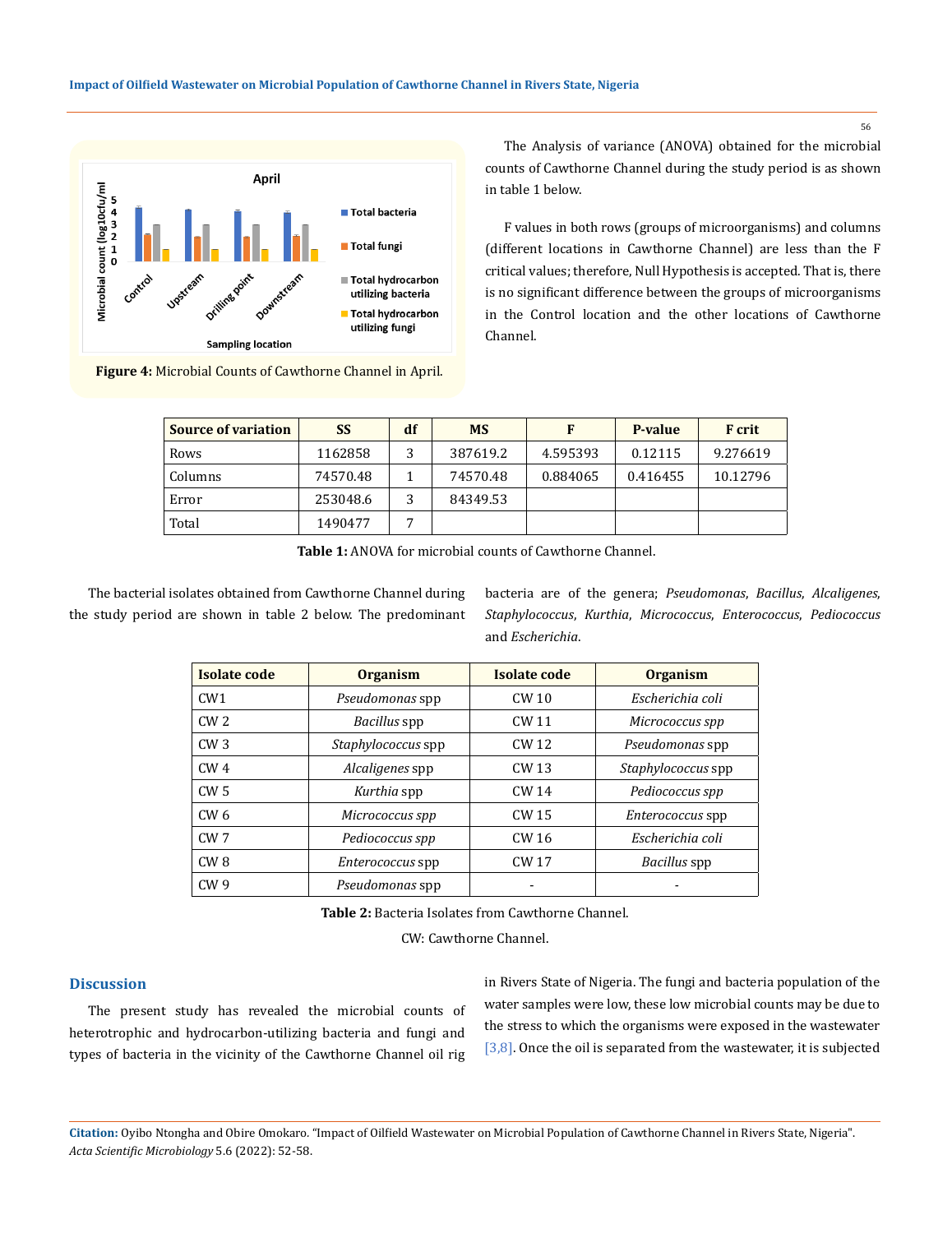Figure 4: Microbial Counts of Cawthorne Channel in April.

The Analysis of variance (ANOVA) obtained for the microbial counts of Cawthorne Channel during the study period is as shown in table 1 below.

F values in both rows (groups of microorganisms) and columns (different locations in Cawthorne Channel) are less than the F critical values; therefore, Null Hypothesis is accepted. That is, there is no significant difference between the groups of microorganisms in the Control location and the other locations of Cawthorne Channel.

| Source of variation | SS | df | MS | F | P-value | F crit |
|---|---|---|---|---|---|---|
| Rows | 1162858 | 3 | 387619.2 | 4.595393 | 0.12115 | 9.276619 |
| Columns | 74570.48 | 1 | 74570.48 | 0.884065 | 0.416455 | 10.12796 |
| Error | 253048.6 | 3 | 84349.53 | | | |
| Total | 1490477 | 7 | | | | |

**Table 1:** ANOVA for microbial counts of Cawthorne Channel.

The bacterial isolates obtained from Cawthorne Channel during the study period are shown in table 2 below. The predominant bacteria are of the genera; *Pseudomonas*, *Bacillus*, *Alcaligenes*, *Staphylococcus*, *Kurthia*, *Micrococcus*, *Enterococcus*, *Pediococcus* and *Escherichia*.

| Isolate code | Organism | Isolate code | Organism |
|---|---|---|---|
| CW1 | *Pseudomonas* spp | CW 10 | *Escherichia coli* |
| CW 2 | *Bacillus* spp | CW 11 | *Micrococcus spp* |
| CW 3 | *Staphylococcus* spp | CW 12 | *Pseudomonas* spp |
| CW 4 | *Alcaligenes* spp | CW 13 | *Staphylococcus* spp |
| CW 5 | *Kurthia* spp | CW 14 | *Pediococcus spp* |
| CW 6 | *Micrococcus spp* | CW 15 | *Enterococcus* spp |
| CW 7 | *Pediococcus spp* | CW 16 | *Escherichia coli* |
| CW 8 | *Enterococcus* spp | CW 17 | *Bacillus* spp |
| CW 9 | *Pseudomonas* spp | - | - |

**Table 2:** Bacteria Isolates from Cawthorne Channel.

CW: Cawthorne Channel.

## Discussion

The present study has revealed the microbial counts of heterotrophic and hydrocarbon-utilizing bacteria and fungi and types of bacteria in the vicinity of the Cawthorne Channel oil rig in Rivers State of Nigeria. The fungi and bacteria population of the water samples were low, these low microbial counts may be due to the stress to which the organisms were exposed in the wastewater [3,8]. Once the oil is separated from the wastewater, it is subjected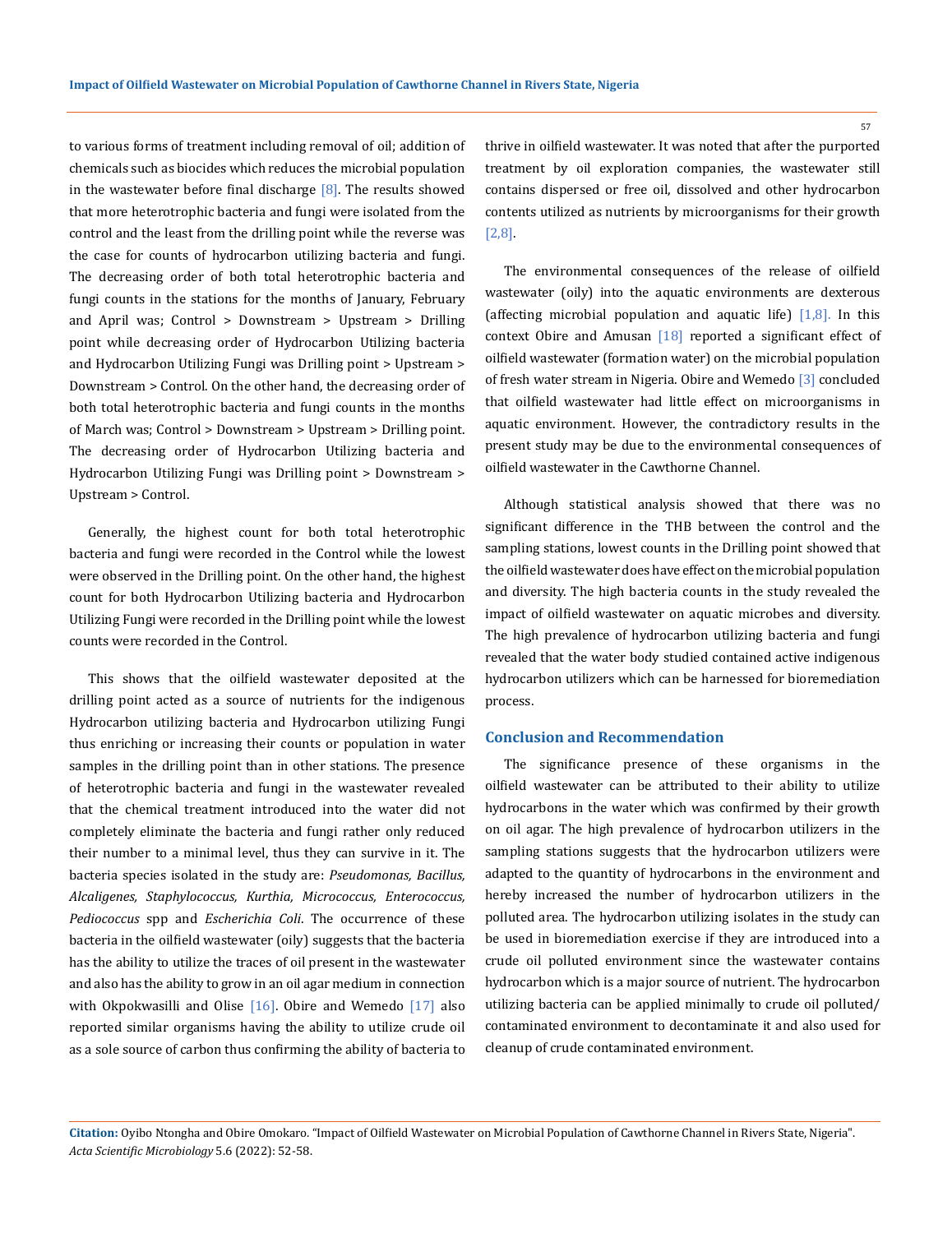to various forms of treatment including removal of oil; addition of chemicals such as biocides which reduces the microbial population in the wastewater before final discharge [8]. The results showed that more heterotrophic bacteria and fungi were isolated from the control and the least from the drilling point while the reverse was the case for counts of hydrocarbon utilizing bacteria and fungi. The decreasing order of both total heterotrophic bacteria and fungi counts in the stations for the months of January, February and April was; Control > Downstream > Upstream > Drilling point while decreasing order of Hydrocarbon Utilizing bacteria and Hydrocarbon Utilizing Fungi was Drilling point > Upstream > Downstream > Control. On the other hand, the decreasing order of both total heterotrophic bacteria and fungi counts in the months of March was; Control > Downstream > Upstream > Drilling point. The decreasing order of Hydrocarbon Utilizing bacteria and Hydrocarbon Utilizing Fungi was Drilling point > Downstream > Upstream > Control.

Generally, the highest count for both total heterotrophic bacteria and fungi were recorded in the Control while the lowest were observed in the Drilling point. On the other hand, the highest count for both Hydrocarbon Utilizing bacteria and Hydrocarbon Utilizing Fungi were recorded in the Drilling point while the lowest counts were recorded in the Control.

This shows that the oilfield wastewater deposited at the drilling point acted as a source of nutrients for the indigenous Hydrocarbon utilizing bacteria and Hydrocarbon utilizing Fungi thus enriching or increasing their counts or population in water samples in the drilling point than in other stations. The presence of heterotrophic bacteria and fungi in the wastewater revealed that the chemical treatment introduced into the water did not completely eliminate the bacteria and fungi rather only reduced their number to a minimal level, thus they can survive in it. The bacteria species isolated in the study are: *Pseudomonas, Bacillus, Alcaligenes, Staphylococcus, Kurthia, Micrococcus, Enterococcus, Pediococcus* spp and *Escherichia Coli*. The occurrence of these bacteria in the oilfield wastewater (oily) suggests that the bacteria has the ability to utilize the traces of oil present in the wastewater and also has the ability to grow in an oil agar medium in connection with Okpokwasilli and Olise [16]. Obire and Wemedo [17] also reported similar organisms having the ability to utilize crude oil as a sole source of carbon thus confirming the ability of bacteria to thrive in oilfield wastewater. It was noted that after the purported treatment by oil exploration companies, the wastewater still contains dispersed or free oil, dissolved and other hydrocarbon contents utilized as nutrients by microorganisms for their growth [2,8].

The environmental consequences of the release of oilfield wastewater (oily) into the aquatic environments are dexterous (affecting microbial population and aquatic life) [1,8]. In this context Obire and Amusan [18] reported a significant effect of oilfield wastewater (formation water) on the microbial population of fresh water stream in Nigeria. Obire and Wemedo [3] concluded that oilfield wastewater had little effect on microorganisms in aquatic environment. However, the contradictory results in the present study may be due to the environmental consequences of oilfield wastewater in the Cawthorne Channel.

Although statistical analysis showed that there was no significant difference in the THB between the control and the sampling stations, lowest counts in the Drilling point showed that the oilfield wastewater does have effect on the microbial population and diversity. The high bacteria counts in the study revealed the impact of oilfield wastewater on aquatic microbes and diversity. The high prevalence of hydrocarbon utilizing bacteria and fungi revealed that the water body studied contained active indigenous hydrocarbon utilizers which can be harnessed for bioremediation process.

## Conclusion and Recommendation

The significance presence of these organisms in the oilfield wastewater can be attributed to their ability to utilize hydrocarbons in the water which was confirmed by their growth on oil agar. The high prevalence of hydrocarbon utilizers in the sampling stations suggests that the hydrocarbon utilizers were adapted to the quantity of hydrocarbons in the environment and hereby increased the number of hydrocarbon utilizers in the polluted area. The hydrocarbon utilizing isolates in the study can be used in bioremediation exercise if they are introduced into a crude oil polluted environment since the wastewater contains hydrocarbon which is a major source of nutrient. The hydrocarbon utilizing bacteria can be applied minimally to crude oil polluted/ contaminated environment to decontaminate it and also used for cleanup of crude contaminated environment.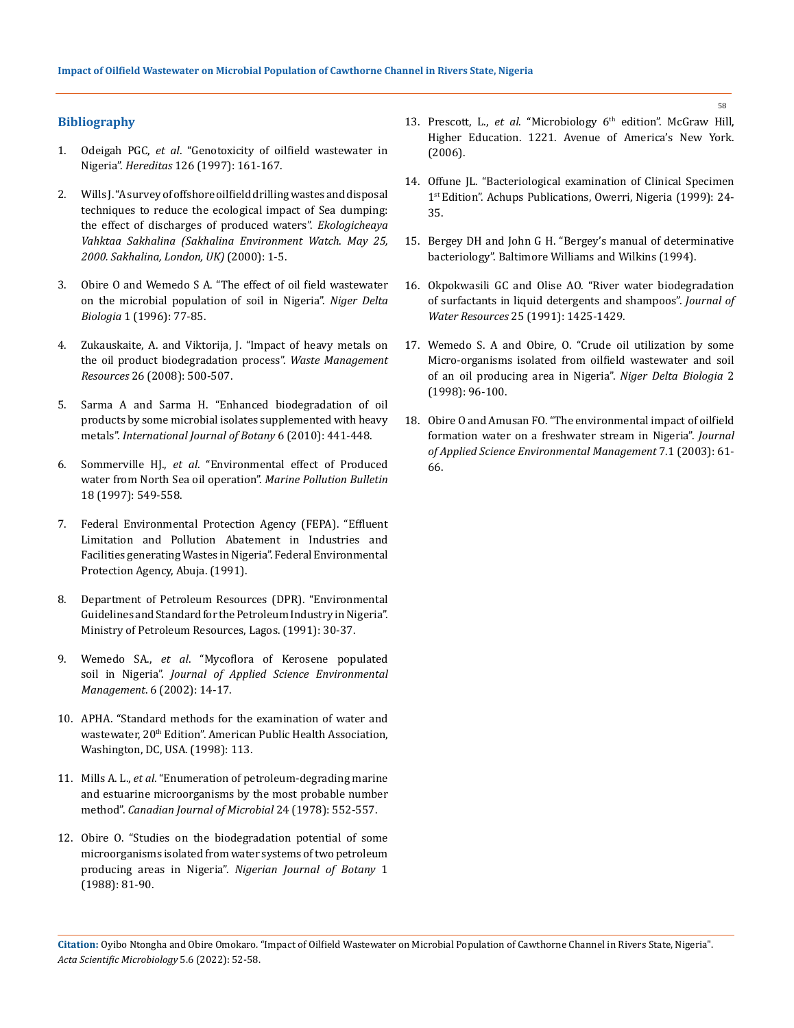## Bibliography

1. Odeigah PGC, *et al*. "Genotoxicity of oilfield wastewater in Nigeria". *Hereditas* 126 (1997): 161-167.

2. Wills J. "A survey of offshore oilfield drilling wastes and disposal techniques to reduce the ecological impact of Sea dumping: the effect of discharges of produced waters". *Ekologicheaya Vahktaa Sakhalina (Sakhalina Environment Watch. May 25, 2000. Sakhalina, London, UK)* (2000): 1-5.

3. Obire O and Wemedo S A. "The effect of oil field wastewater on the microbial population of soil in Nigeria". *Niger Delta Biologia* 1 (1996): 77-85.

4. Zukauskaite, A. and Viktorija, J. "Impact of heavy metals on the oil product biodegradation process". *Waste Management Resources* 26 (2008): 500-507.

5. Sarma A and Sarma H. "Enhanced biodegradation of oil products by some microbial isolates supplemented with heavy metals". *International Journal of Botany* 6 (2010): 441-448.

6. Sommerville HJ., *et al*. "Environmental effect of Produced water from North Sea oil operation". *Marine Pollution Bulletin* 18 (1997): 549-558.

7. Federal Environmental Protection Agency (FEPA). "Effluent Limitation and Pollution Abatement in Industries and Facilities generating Wastes in Nigeria". Federal Environmental Protection Agency, Abuja. (1991).

8. Department of Petroleum Resources (DPR). "Environmental Guidelines and Standard for the Petroleum Industry in Nigeria". Ministry of Petroleum Resources, Lagos. (1991): 30-37.

9. Wemedo SA., *et al*. "Mycoflora of Kerosene populated soil in Nigeria". *Journal of Applied Science Environmental Management*. 6 (2002): 14-17.

10. APHA. "Standard methods for the examination of water and wastewater, 20th Edition". American Public Health Association, Washington, DC, USA. (1998): 113.

11. Mills A. L., *et al*. "Enumeration of petroleum-degrading marine and estuarine microorganisms by the most probable number method". *Canadian Journal of Microbial* 24 (1978): 552-557.

12. Obire O. "Studies on the biodegradation potential of some microorganisms isolated from water systems of two petroleum producing areas in Nigeria". *Nigerian Journal of Botany* 1 (1988): 81-90.

13. Prescott, L., *et al*. "Microbiology 6th edition". McGraw Hill, Higher Education. 1221. Avenue of America's New York. (2006).

14. Offune JL. "Bacteriological examination of Clinical Specimen 1st Edition". Achups Publications, Owerri, Nigeria (1999): 24-35.

15. Bergey DH and John G H. "Bergey's manual of determinative bacteriology". Baltimore Williams and Wilkins (1994).

16. Okpokwasili GC and Olise AO. "River water biodegradation of surfactants in liquid detergents and shampoos". *Journal of Water Resources* 25 (1991): 1425-1429.

17. Wemedo S. A and Obire, O. "Crude oil utilization by some Micro-organisms isolated from oilfield wastewater and soil of an oil producing area in Nigeria". *Niger Delta Biologia* 2 (1998): 96-100.

18. Obire O and Amusan FO. "The environmental impact of oilfield formation water on a freshwater stream in Nigeria". *Journal of Applied Science Environmental Management* 7.1 (2003): 61-66.